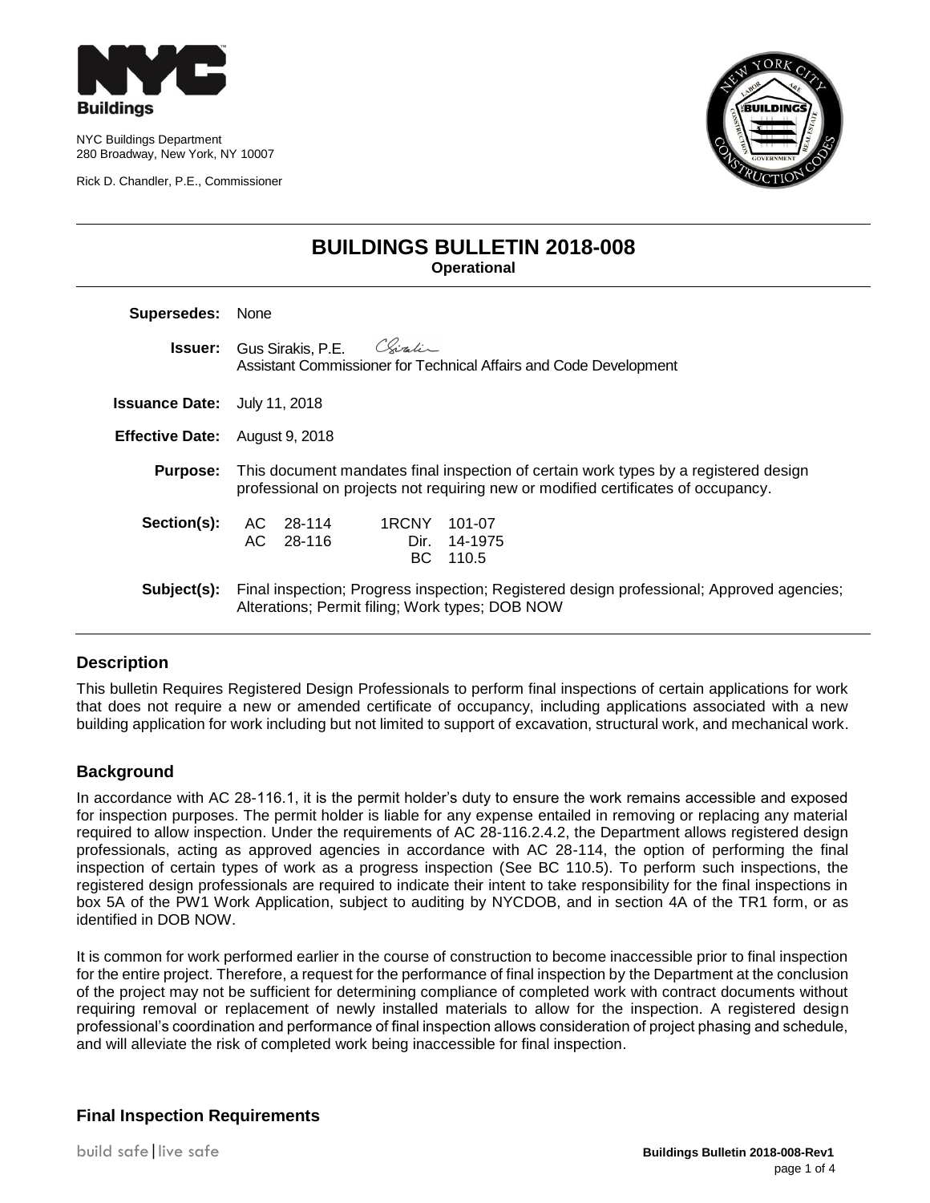NYC Buildings Department
280 Broadway, New York, NY 10007

Rick D. Chandler, P.E., Commissioner

# BUILDINGS BULLETIN 2018-008

**Operational**

| | |
|---|---|
| **Supersedes:** | None |
| **Issuer:** | Gus Sirakis, P.E. Assistant Commissioner for Technical Affairs and Code Development |
| **Issuance Date:** | July 11, 2018 |
| **Effective Date:** | August 9, 2018 |
| **Purpose:** | This document mandates final inspection of certain work types by a registered design professional on projects not requiring new or modified certificates of occupancy. |
| **Section(s):** | AC 28-114; AC 28-116; 1RCNY 101-07; Dir. 14-1975; BC 110.5 |
| **Subject(s):** | Final inspection; Progress inspection; Registered design professional; Approved agencies; Alterations; Permit filing; Work types; DOB NOW |

## Description

This bulletin Requires Registered Design Professionals to perform final inspections of certain applications for work that does not require a new or amended certificate of occupancy, including applications associated with a new building application for work including but not limited to support of excavation, structural work, and mechanical work.

## Background

In accordance with AC 28-116.1, it is the permit holder's duty to ensure the work remains accessible and exposed for inspection purposes. The permit holder is liable for any expense entailed in removing or replacing any material required to allow inspection. Under the requirements of AC 28-116.2.4.2, the Department allows registered design professionals, acting as approved agencies in accordance with AC 28-114, the option of performing the final inspection of certain types of work as a progress inspection (See BC 110.5). To perform such inspections, the registered design professionals are required to indicate their intent to take responsibility for the final inspections in box 5A of the PW1 Work Application, subject to auditing by NYCDOB, and in section 4A of the TR1 form, or as identified in DOB NOW.

It is common for work performed earlier in the course of construction to become inaccessible prior to final inspection for the entire project. Therefore, a request for the performance of final inspection by the Department at the conclusion of the project may not be sufficient for determining compliance of completed work with contract documents without requiring removal or replacement of newly installed materials to allow for the inspection. A registered design professional's coordination and performance of final inspection allows consideration of project phasing and schedule, and will alleviate the risk of completed work being inaccessible for final inspection.

## Final Inspection Requirements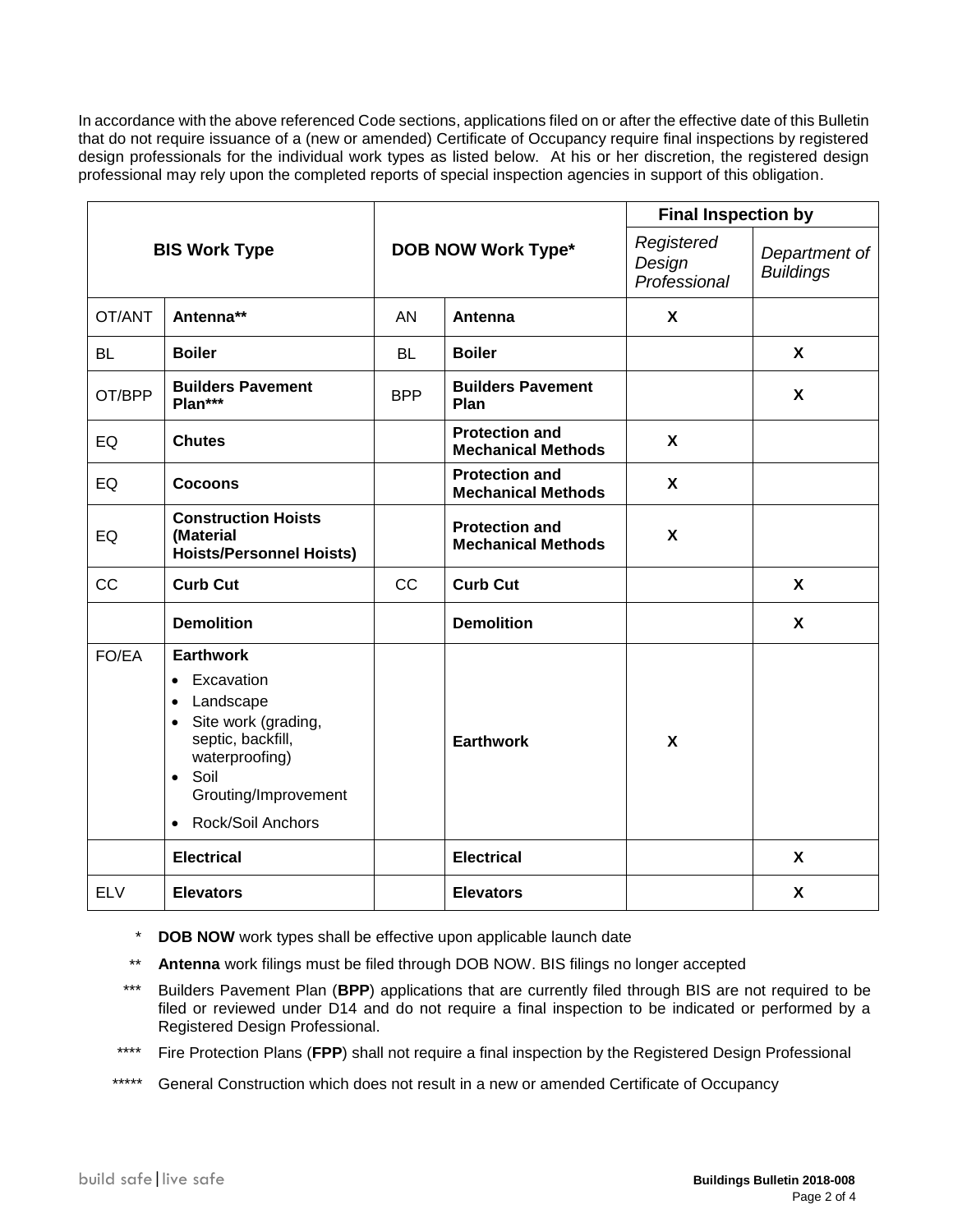In accordance with the above referenced Code sections, applications filed on or after the effective date of this Bulletin that do not require issuance of a (new or amended) Certificate of Occupancy require final inspections by registered design professionals for the individual work types as listed below. At his or her discretion, the registered design professional may rely upon the completed reports of special inspection agencies in support of this obligation.

| BIS Work Type | | DOB NOW Work Type* | | Final Inspection by | |
|---|---|---|---|---|---|
| | | | | *Registered Design Professional* | *Department of Buildings* |
| OT/ANT | **Antenna**** | AN | **Antenna** | **X** | |
| BL | **Boiler** | BL | **Boiler** | | **X** |
| OT/BPP | **Builders Pavement Plan***** | BPP | **Builders Pavement Plan** | | **X** |
| EQ | **Chutes** | | **Protection and Mechanical Methods** | **X** | |
| EQ | **Cocoons** | | **Protection and Mechanical Methods** | **X** | |
| EQ | **Construction Hoists (Material Hoists/Personnel Hoists)** | | **Protection and Mechanical Methods** | **X** | |
| CC | **Curb Cut** | CC | **Curb Cut** | | **X** |
| | **Demolition** | | **Demolition** | | **X** |
| FO/EA | **Earthwork**<br>• Excavation<br>• Landscape<br>• Site work (grading, septic, backfill, waterproofing)<br>• Soil Grouting/Improvement<br>• Rock/Soil Anchors | | **Earthwork** | **X** | |
| | **Electrical** | | **Electrical** | | **X** |
| ELV | **Elevators** | | **Elevators** | | **X** |

\* **DOB NOW** work types shall be effective upon applicable launch date

** **Antenna** work filings must be filed through DOB NOW. BIS filings no longer accepted

*** Builders Pavement Plan (**BPP**) applications that are currently filed through BIS are not required to be filed or reviewed under D14 and do not require a final inspection to be indicated or performed by a Registered Design Professional.

**** Fire Protection Plans (**FPP**) shall not require a final inspection by the Registered Design Professional

***** General Construction which does not result in a new or amended Certificate of Occupancy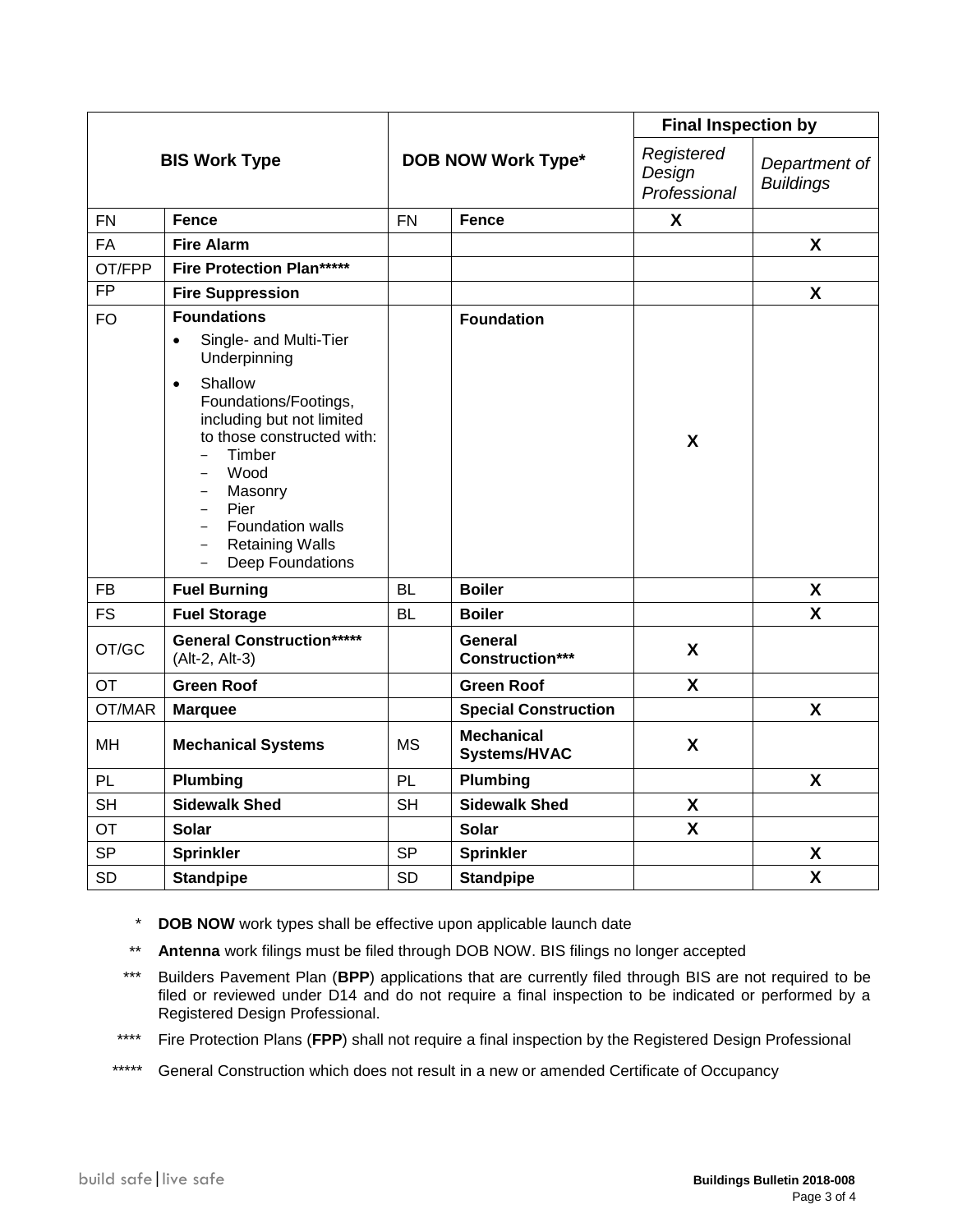| BIS Work Type | | DOB NOW Work Type* | | Final Inspection by | |
|---|---|---|---|---|---|
| | | | | *Registered Design Professional* | *Department of Buildings* |
| FN | **Fence** | FN | **Fence** | **X** | |
| FA | **Fire Alarm** | | | | **X** |
| OT/FPP | **Fire Protection Plan*******  | | | | |
| FP | **Fire Suppression** | | | | **X** |
| FO | **Foundations** <br> • Single- and Multi-Tier Underpinning <br> • Shallow Foundations/Footings, including but not limited to those constructed with: <br> − Timber <br> − Wood <br> − Masonry <br> − Pier <br> − Foundation walls <br> − Retaining Walls <br> − Deep Foundations | | **Foundation** | **X** | |
| FB | **Fuel Burning** | BL | **Boiler** | | **X** |
| FS | **Fuel Storage** | BL | **Boiler** | | **X** |
| OT/GC | **General Construction*******  (Alt-2, Alt-3) | | **General Construction***** | **X** | |
| OT | **Green Roof** | | **Green Roof** | **X** | |
| OT/MAR | **Marquee** | | **Special Construction** | | **X** |
| MH | **Mechanical Systems** | MS | **Mechanical Systems/HVAC** | **X** | |
| PL | **Plumbing** | PL | **Plumbing** | | **X** |
| SH | **Sidewalk Shed** | SH | **Sidewalk Shed** | **X** | |
| OT | **Solar** | | **Solar** | **X** | |
| SP | **Sprinkler** | SP | **Sprinkler** | | **X** |
| SD | **Standpipe** | SD | **Standpipe** | | **X** |

\* **DOB NOW** work types shall be effective upon applicable launch date

** **Antenna** work filings must be filed through DOB NOW. BIS filings no longer accepted

*** Builders Pavement Plan (**BPP**) applications that are currently filed through BIS are not required to be filed or reviewed under D14 and do not require a final inspection to be indicated or performed by a Registered Design Professional.

**** Fire Protection Plans (**FPP**) shall not require a final inspection by the Registered Design Professional

***** General Construction which does not result in a new or amended Certificate of Occupancy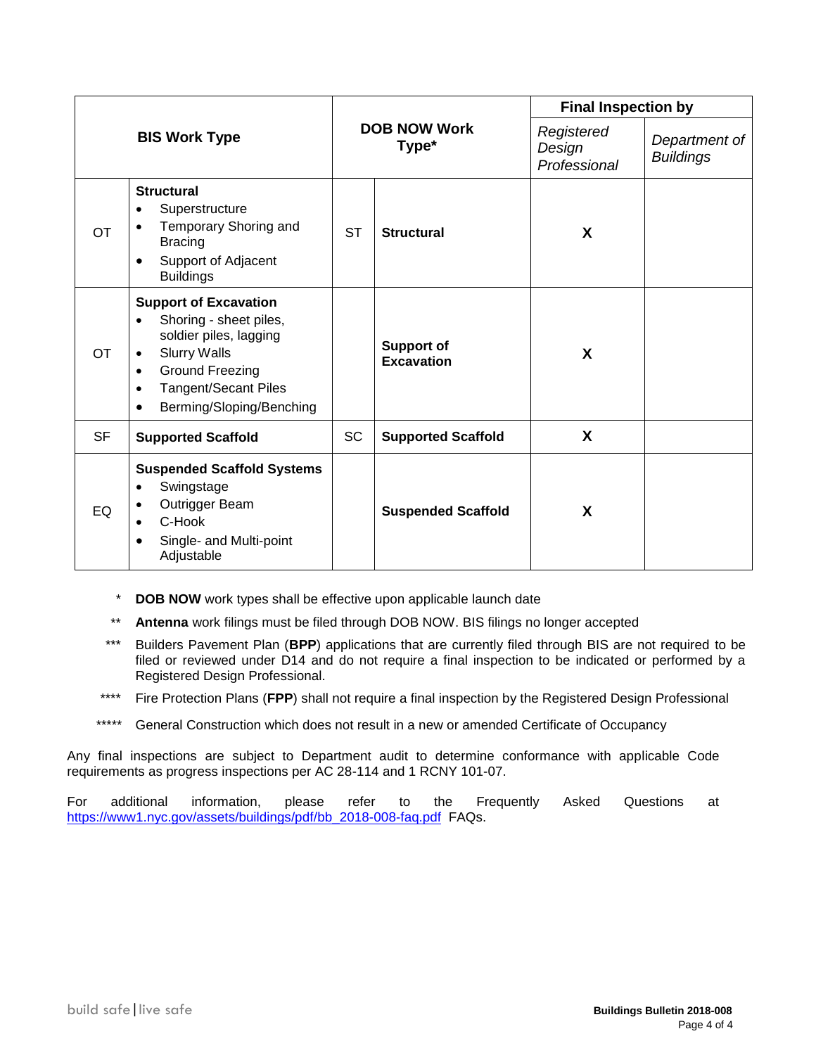| BIS Work Type | | DOB NOW Work Type* | | Final Inspection by | |
|---|---|---|---|---|---|
| | | | | *Registered Design Professional* | *Department of Buildings* |
| OT | **Structural**<br>• Superstructure<br>• Temporary Shoring and Bracing<br>• Support of Adjacent Buildings | ST | **Structural** | **X** | |
| OT | **Support of Excavation**<br>• Shoring - sheet piles, soldier piles, lagging<br>• Slurry Walls<br>• Ground Freezing<br>• Tangent/Secant Piles<br>• Berming/Sloping/Benching | | **Support of Excavation** | **X** | |
| SF | **Supported Scaffold** | SC | **Supported Scaffold** | **X** | |
| EQ | **Suspended Scaffold Systems**<br>• Swingstage<br>• Outrigger Beam<br>• C-Hook<br>• Single- and Multi-point Adjustable | | **Suspended Scaffold** | **X** | |

\* **DOB NOW** work types shall be effective upon applicable launch date

\*\* **Antenna** work filings must be filed through DOB NOW. BIS filings no longer accepted

\*\*\* Builders Pavement Plan (**BPP**) applications that are currently filed through BIS are not required to be filed or reviewed under D14 and do not require a final inspection to be indicated or performed by a Registered Design Professional.

\*\*\*\* Fire Protection Plans (**FPP**) shall not require a final inspection by the Registered Design Professional

\*\*\*\*\* General Construction which does not result in a new or amended Certificate of Occupancy

Any final inspections are subject to Department audit to determine conformance with applicable Code requirements as progress inspections per AC 28-114 and 1 RCNY 101-07.

For additional information, please refer to the Frequently Asked Questions at https://www1.nyc.gov/assets/buildings/pdf/bb_2018-008-faq.pdf FAQs.